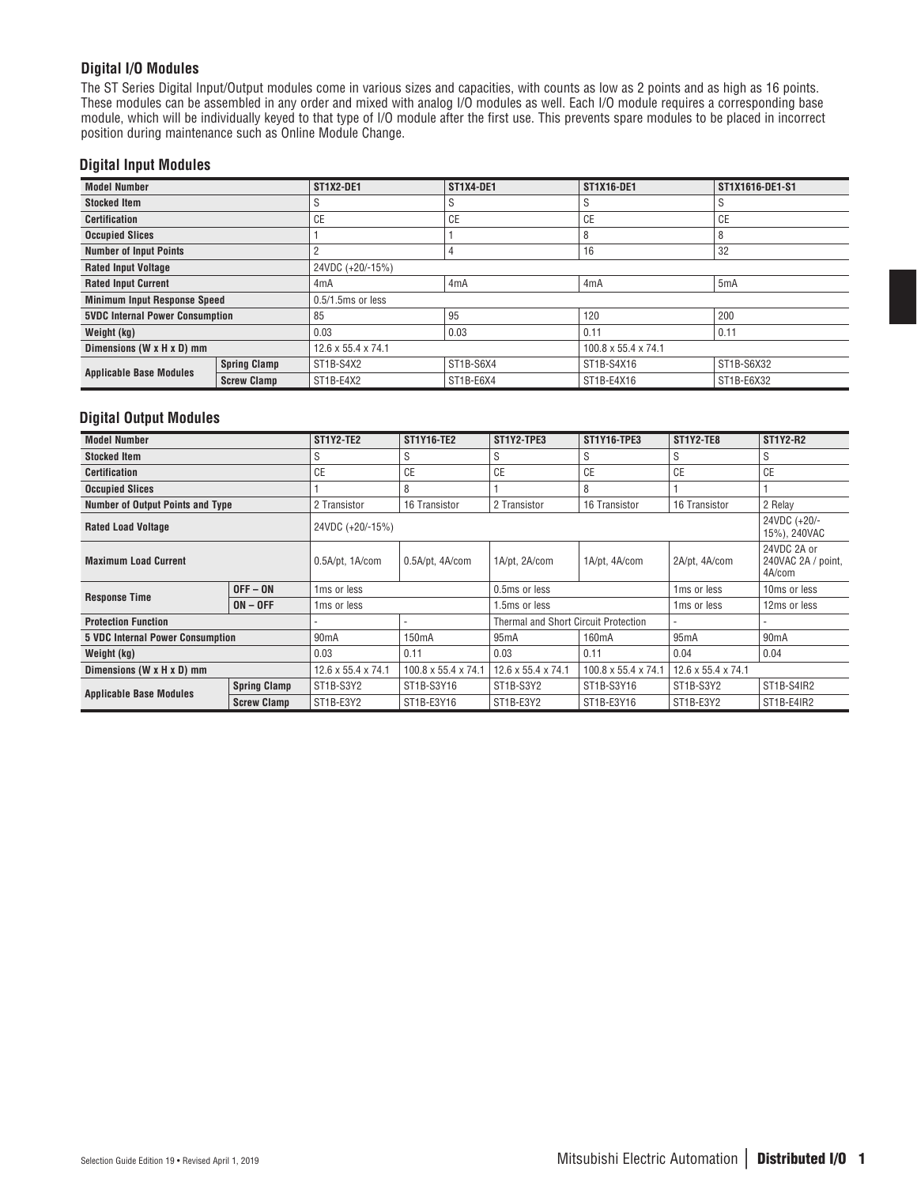## Digital I/O Modules

The ST Series Digital Input/Output modules come in various sizes and capacities, with counts as low as 2 points and as high as 16 points. These modules can be assembled in any order and mixed with analog I/O modules as well. Each I/O module requires a corresponding base module, which will be individually keyed to that type of I/O module after the first use. This prevents spare modules to be placed in incorrect position during maintenance such as Online Module Change.

### Digital Input Modules

| Model Number | | ST1X2-DE1 | ST1X4-DE1 | ST1X16-DE1 | ST1X1616-DE1-S1 |
|---|---|---|---|---|---|
| Stocked Item | | S | S | S | S |
| Certification | | CE | CE | CE | CE |
| Occupied Slices | | 1 | 1 | 8 | 8 |
| Number of Input Points | | 2 | 4 | 16 | 32 |
| Rated Input Voltage | | 24VDC (+20/-15%) | | | |
| Rated Input Current | | 4mA | 4mA | 4mA | 5mA |
| Minimum Input Response Speed | | 0.5/1.5ms or less | | | |
| 5VDC Internal Power Consumption | | 85 | 95 | 120 | 200 |
| Weight (kg) | | 0.03 | 0.03 | 0.11 | 0.11 |
| Dimensions (W x H x D) mm | | 12.6 x 55.4 x 74.1 | | 100.8 x 55.4 x 74.1 | |
| Applicable Base Modules | Spring Clamp | ST1B-S4X2 | ST1B-S6X4 | ST1B-S4X16 | ST1B-S6X32 |
| | Screw Clamp | ST1B-E4X2 | ST1B-E6X4 | ST1B-E4X16 | ST1B-E6X32 |

### Digital Output Modules

| Model Number | | ST1Y2-TE2 | ST1Y16-TE2 | ST1Y2-TPE3 | ST1Y16-TPE3 | ST1Y2-TE8 | ST1Y2-R2 |
|---|---|---|---|---|---|---|---|
| Stocked Item | | S | S | S | S | S | S |
| Certification | | CE | CE | CE | CE | CE | CE |
| Occupied Slices | | 1 | 8 | 1 | 8 | 1 | 1 |
| Number of Output Points and Type | | 2 Transistor | 16 Transistor | 2 Transistor | 16 Transistor | 16 Transistor | 2 Relay |
| Rated Load Voltage | | 24VDC (+20/-15%) | | | | | 24VDC (+20/-15%), 240VAC |
| Maximum Load Current | | 0.5A/pt, 1A/com | 0.5A/pt, 4A/com | 1A/pt, 2A/com | 1A/pt, 4A/com | 2A/pt, 4A/com | 24VDC 2A or 240VAC 2A / point, 4A/com |
| Response Time | OFF – ON | 1ms or less | | 0.5ms or less | | 1ms or less | 10ms or less |
| | ON – OFF | 1ms or less | | 1.5ms or less | | 1ms or less | 12ms or less |
| Protection Function | | - | - | Thermal and Short Circuit Protection | | - | - |
| 5 VDC Internal Power Consumption | | 90mA | 150mA | 95mA | 160mA | 95mA | 90mA |
| Weight (kg) | | 0.03 | 0.11 | 0.03 | 0.11 | 0.04 | 0.04 |
| Dimensions (W x H x D) mm | | 12.6 x 55.4 x 74.1 | 100.8 x 55.4 x 74.1 | 12.6 x 55.4 x 74.1 | 100.8 x 55.4 x 74.1 | 12.6 x 55.4 x 74.1 | |
| Applicable Base Modules | Spring Clamp | ST1B-S3Y2 | ST1B-S3Y16 | ST1B-S3Y2 | ST1B-S3Y16 | ST1B-S3Y2 | ST1B-S4IR2 |
| | Screw Clamp | ST1B-E3Y2 | ST1B-E3Y16 | ST1B-E3Y2 | ST1B-E3Y16 | ST1B-E3Y2 | ST1B-E4IR2 |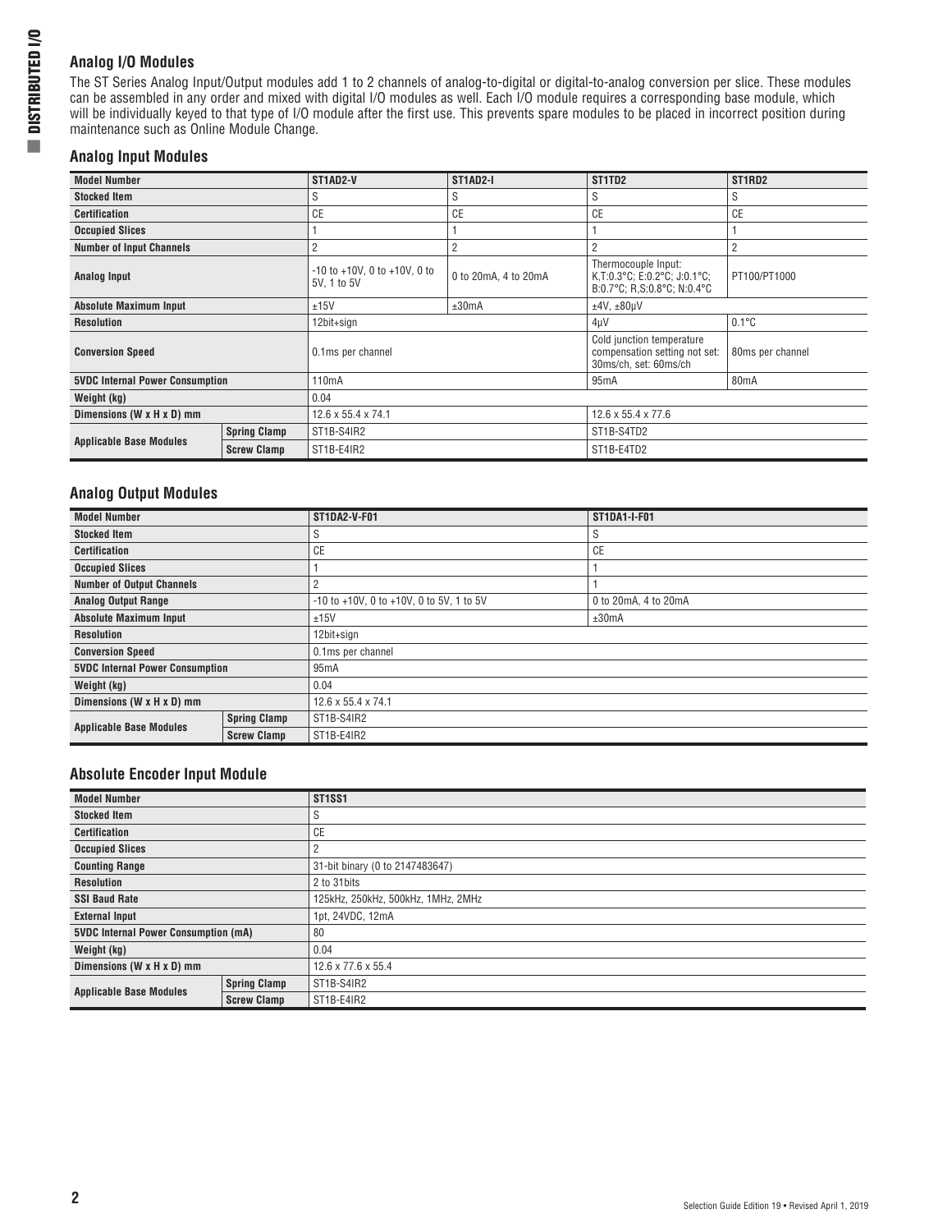## Analog I/O Modules

The ST Series Analog Input/Output modules add 1 to 2 channels of analog-to-digital or digital-to-analog conversion per slice. These modules can be assembled in any order and mixed with digital I/O modules as well. Each I/O module requires a corresponding base module, which will be individually keyed to that type of I/O module after the first use. This prevents spare modules to be placed in incorrect position during maintenance such as Online Module Change.

### Analog Input Modules

| Model Number | | ST1AD2-V | ST1AD2-I | ST1TD2 | ST1RD2 |
|---|---|---|---|---|---|
| Stocked Item | | S | S | S | S |
| Certification | | CE | CE | CE | CE |
| Occupied Slices | | 1 | 1 | 1 | 1 |
| Number of Input Channels | | 2 | 2 | 2 | 2 |
| Analog Input | | -10 to +10V, 0 to +10V, 0 to 5V, 1 to 5V | 0 to 20mA, 4 to 20mA | Thermocouple Input: K,T:0.3°C; E:0.2°C; J:0.1°C; B:0.7°C; R,S:0.8°C; N:0.4°C | PT100/PT1000 |
| Absolute Maximum Input | | ±15V | ±30mA | ±4V, ±80μV | |
| Resolution | | 12bit+sign | | 4μV | 0.1°C |
| Conversion Speed | | 0.1ms per channel | | Cold junction temperature compensation setting not set: 30ms/ch, set: 60ms/ch | 80ms per channel |
| 5VDC Internal Power Consumption | | 110mA | | 95mA | 80mA |
| Weight (kg) | | 0.04 | | | |
| Dimensions (W x H x D) mm | | 12.6 x 55.4 x 74.1 | | 12.6 x 55.4 x 77.6 | |
| Applicable Base Modules | Spring Clamp | ST1B-S4IR2 | | ST1B-S4TD2 | |
| | Screw Clamp | ST1B-E4IR2 | | ST1B-E4TD2 | |

### Analog Output Modules

| Model Number | | ST1DA2-V-F01 | ST1DA1-I-F01 |
|---|---|---|---|
| Stocked Item | | S | S |
| Certification | | CE | CE |
| Occupied Slices | | 1 | 1 |
| Number of Output Channels | | 2 | 1 |
| Analog Output Range | | -10 to +10V, 0 to +10V, 0 to 5V, 1 to 5V | 0 to 20mA, 4 to 20mA |
| Absolute Maximum Input | | ±15V | ±30mA |
| Resolution | | 12bit+sign | |
| Conversion Speed | | 0.1ms per channel | |
| 5VDC Internal Power Consumption | | 95mA | |
| Weight (kg) | | 0.04 | |
| Dimensions (W x H x D) mm | | 12.6 x 55.4 x 74.1 | |
| Applicable Base Modules | Spring Clamp | ST1B-S4IR2 | |
| | Screw Clamp | ST1B-E4IR2 | |

### Absolute Encoder Input Module

| Model Number | | ST1SS1 |
|---|---|---|
| Stocked Item | | S |
| Certification | | CE |
| Occupied Slices | | 2 |
| Counting Range | | 31-bit binary (0 to 2147483647) |
| Resolution | | 2 to 31bits |
| SSI Baud Rate | | 125kHz, 250kHz, 500kHz, 1MHz, 2MHz |
| External Input | | 1pt, 24VDC, 12mA |
| 5VDC Internal Power Consumption (mA) | | 80 |
| Weight (kg) | | 0.04 |
| Dimensions (W x H x D) mm | | 12.6 x 77.6 x 55.4 |
| Applicable Base Modules | Spring Clamp | ST1B-S4IR2 |
| | Screw Clamp | ST1B-E4IR2 |